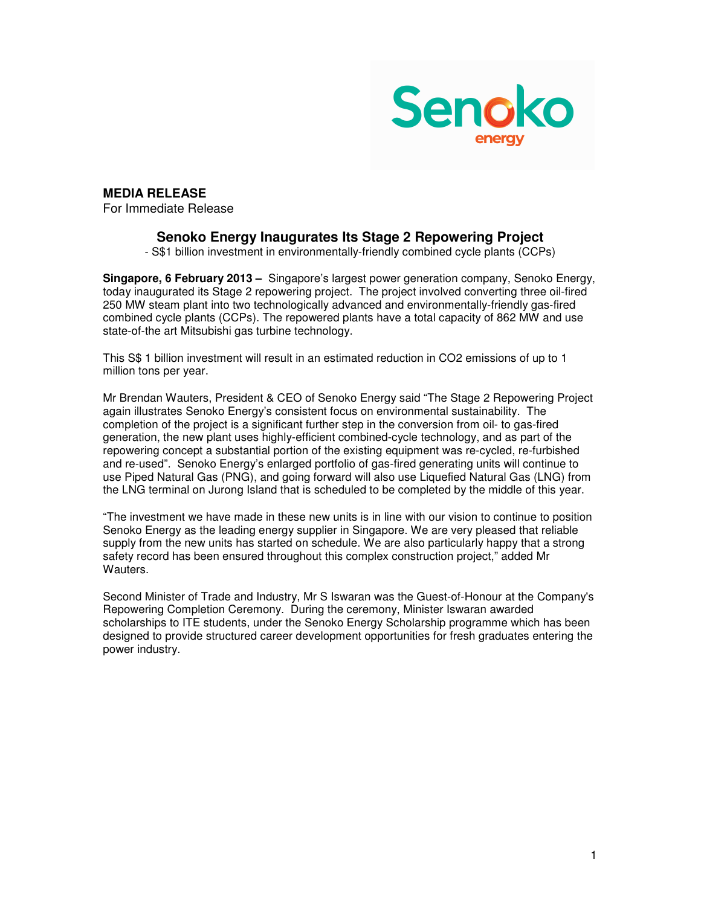**MEDIA RELEASE**
For Immediate Release

# Senoko Energy Inaugurates Its Stage 2 Repowering Project

- S$1 billion investment in environmentally-friendly combined cycle plants (CCPs)

**Singapore, 6 February 2013 –** Singapore's largest power generation company, Senoko Energy, today inaugurated its Stage 2 repowering project. The project involved converting three oil-fired 250 MW steam plant into two technologically advanced and environmentally-friendly gas-fired combined cycle plants (CCPs). The repowered plants have a total capacity of 862 MW and use state-of-the art Mitsubishi gas turbine technology.

This S$ 1 billion investment will result in an estimated reduction in $CO_2$ emissions of up to 1 million tons per year.

Mr Brendan Wauters, President & CEO of Senoko Energy said "The Stage 2 Repowering Project again illustrates Senoko Energy's consistent focus on environmental sustainability. The completion of the project is a significant further step in the conversion from oil- to gas-fired generation, the new plant uses highly-efficient combined-cycle technology, and as part of the repowering concept a substantial portion of the existing equipment was re-cycled, re-furbished and re-used". Senoko Energy's enlarged portfolio of gas-fired generating units will continue to use Piped Natural Gas (PNG), and going forward will also use Liquefied Natural Gas (LNG) from the LNG terminal on Jurong Island that is scheduled to be completed by the middle of this year.

"The investment we have made in these new units is in line with our vision to continue to position Senoko Energy as the leading energy supplier in Singapore. We are very pleased that reliable supply from the new units has started on schedule. We are also particularly happy that a strong safety record has been ensured throughout this complex construction project," added Mr Wauters.

Second Minister of Trade and Industry, Mr S Iswaran was the Guest-of-Honour at the Company's Repowering Completion Ceremony. During the ceremony, Minister Iswaran awarded scholarships to ITE students, under the Senoko Energy Scholarship programme which has been designed to provide structured career development opportunities for fresh graduates entering the power industry.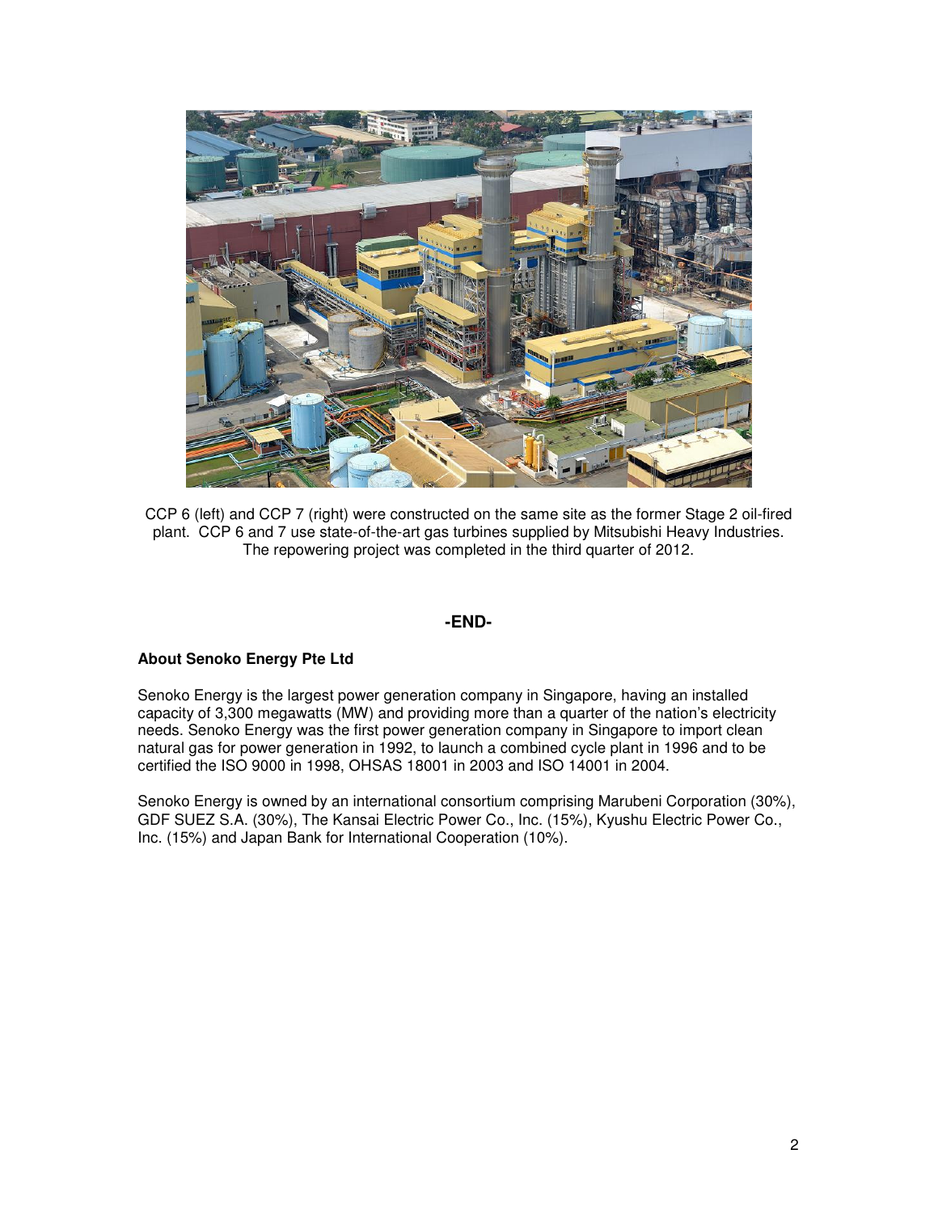CCP 6 (left) and CCP 7 (right) were constructed on the same site as the former Stage 2 oil-fired plant. CCP 6 and 7 use state-of-the-art gas turbines supplied by Mitsubishi Heavy Industries. The repowering project was completed in the third quarter of 2012.

**-END-**

**About Senoko Energy Pte Ltd**

Senoko Energy is the largest power generation company in Singapore, having an installed capacity of 3,300 megawatts (MW) and providing more than a quarter of the nation's electricity needs. Senoko Energy was the first power generation company in Singapore to import clean natural gas for power generation in 1992, to launch a combined cycle plant in 1996 and to be certified the ISO 9000 in 1998, OHSAS 18001 in 2003 and ISO 14001 in 2004.

Senoko Energy is owned by an international consortium comprising Marubeni Corporation (30%), GDF SUEZ S.A. (30%), The Kansai Electric Power Co., Inc. (15%), Kyushu Electric Power Co., Inc. (15%) and Japan Bank for International Cooperation (10%).